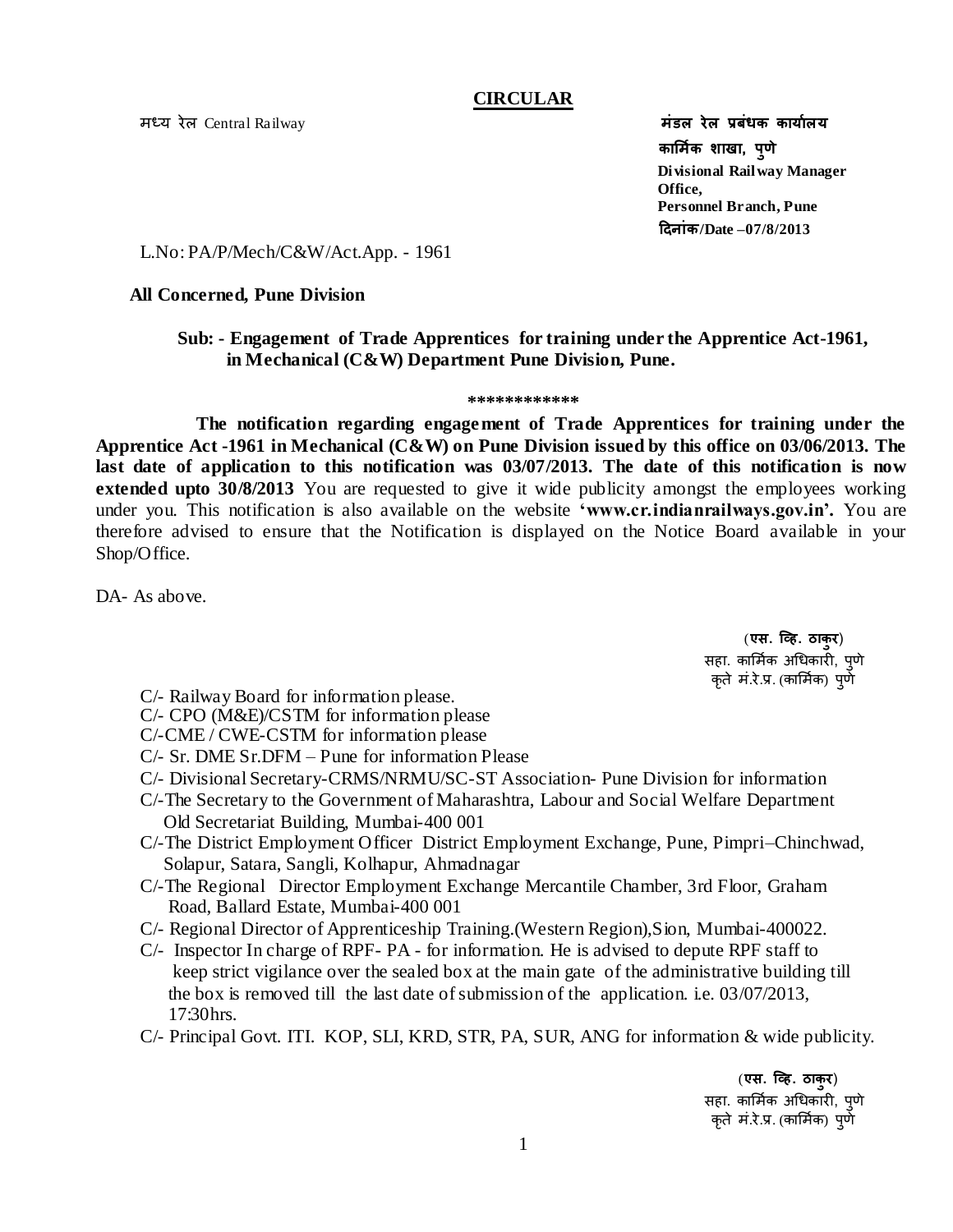## CIRCULAR

मध्य रेल Central Railway

**मंडल रेल प्रबंधक कार्यालय**
**कार्मिक शाखा, पुणे**
**Divisional Railway Manager Office,**
**Personnel Branch, Pune**
**दिनांक/Date –07/8/2013**

L.No: PA/P/Mech/C&W/Act.App. - 1961

**All Concerned, Pune Division**

**Sub: - Engagement of Trade Apprentices for training under the Apprentice Act-1961, in Mechanical (C&W) Department Pune Division, Pune.**

************

**The notification regarding engagement of Trade Apprentices for training under the Apprentice Act -1961 in Mechanical (C&W) on Pune Division issued by this office on 03/06/2013. The last date of application to this notification was 03/07/2013. The date of this notification is now extended upto 30/8/2013** You are requested to give it wide publicity amongst the employees working under you. This notification is also available on the website **'www.cr.indianrailways.gov.in'.** You are therefore advised to ensure that the Notification is displayed on the Notice Board available in your Shop/Office.

DA- As above.

(**एस. व्हि. ठाकुर**)
सहा. कार्मिक अधिकारी, पुणे
कृते मं.रे.प्र. (कार्मिक) पुणे

C/- Railway Board for information please.
C/- CPO (M&E)/CSTM for information please
C/-CME / CWE-CSTM for information please
C/- Sr. DME Sr.DFM – Pune for information Please
C/- Divisional Secretary-CRMS/NRMU/SC-ST Association- Pune Division for information
C/-The Secretary to the Government of Maharashtra, Labour and Social Welfare Department Old Secretariat Building, Mumbai-400 001
C/-The District Employment Officer District Employment Exchange, Pune, Pimpri–Chinchwad, Solapur, Satara, Sangli, Kolhapur, Ahmadnagar
C/-The Regional Director Employment Exchange Mercantile Chamber, 3rd Floor, Graham Road, Ballard Estate, Mumbai-400 001
C/- Regional Director of Apprenticeship Training.(Western Region),Sion, Mumbai-400022.
C/- Inspector In charge of RPF- PA - for information. He is advised to depute RPF staff to keep strict vigilance over the sealed box at the main gate of the administrative building till the box is removed till the last date of submission of the application. i.e. 03/07/2013, 17:30hrs.
C/- Principal Govt. ITI. KOP, SLI, KRD, STR, PA, SUR, ANG for information & wide publicity.

(**एस. व्हि. ठाकुर**)
सहा. कार्मिक अधिकारी, पुणे
कृते मं.रे.प्र. (कार्मिक) पुणे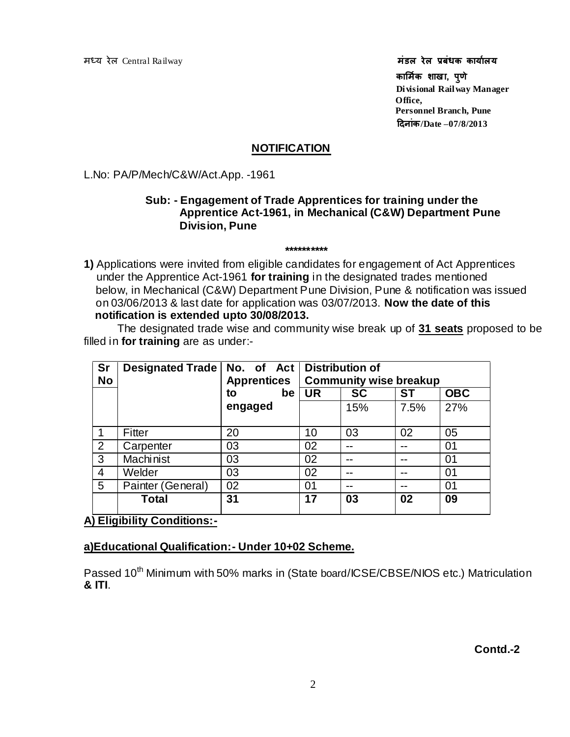मध्य रेल Central Railway

**मंडल रेल प्रबंधक कार्यालय**
**कार्मिक शाखा, पुणे**
**Divisional Railway Manager Office,**
**Personnel Branch, Pune**
**दिनांक/Date –07/8/2013**

## NOTIFICATION

L.No: PA/P/Mech/C&W/Act.App. -1961

**Sub: - Engagement of Trade Apprentices for training under the Apprentice Act-1961, in Mechanical (C&W) Department Pune Division, Pune**

**\*\*\*\*\*\*\*\*\*\***

**1)** Applications were invited from eligible candidates for engagement of Act Apprentices under the Apprentice Act-1961 **for training** in the designated trades mentioned below, in Mechanical (C&W) Department Pune Division, Pune & notification was issued on 03/06/2013 & last date for application was 03/07/2013. **Now the date of this notification is extended upto 30/08/2013.**

The designated trade wise and community wise break up of **31 seats** proposed to be filled in **for training** are as under:-

| Sr No | Designated Trade | No. of Act Apprentices to be engaged | Distribution of Community wise breakup | | | |
|---|---|---|---|---|---|---|
| | | | UR | SC | ST | OBC |
| | | | | 15% | 7.5% | 27% |
| 1 | Fitter | 20 | 10 | 03 | 02 | 05 |
| 2 | Carpenter | 03 | 02 | -- | -- | 01 |
| 3 | Machinist | 03 | 02 | -- | -- | 01 |
| 4 | Welder | 03 | 02 | -- | -- | 01 |
| 5 | Painter (General) | 02 | 01 | -- | -- | 01 |
| | **Total** | **31** | **17** | **03** | **02** | **09** |

**A) Eligibility Conditions:-**

**a)Educational Qualification:- Under 10+02 Scheme.**

Passed 10th Minimum with 50% marks in (State board/ICSE/CBSE/NIOS etc.) Matriculation **& ITI**.

**Contd.-2**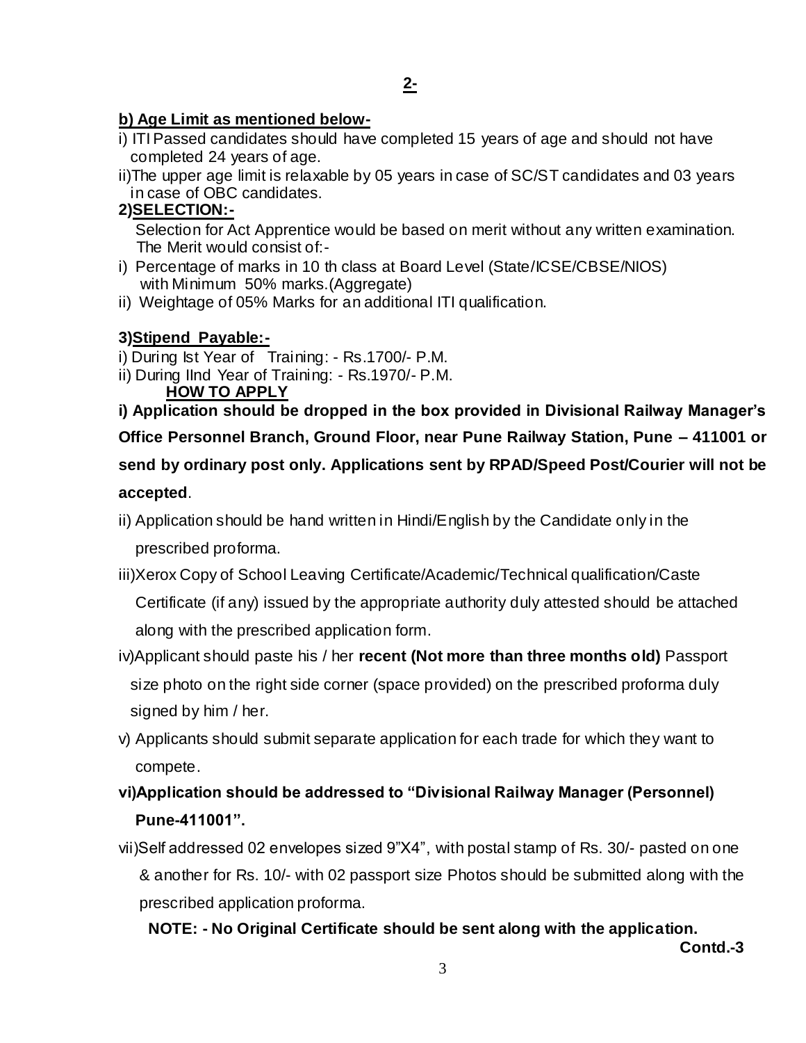**b) Age Limit as mentioned below-**

i) ITI Passed candidates should have completed 15 years of age and should not have completed 24 years of age.

ii)The upper age limit is relaxable by 05 years in case of SC/ST candidates and 03 years in case of OBC candidates.

**2)SELECTION:-**

Selection for Act Apprentice would be based on merit without any written examination. The Merit would consist of:-

i) Percentage of marks in 10 th class at Board Level (State/ICSE/CBSE/NIOS) with Minimum 50% marks.(Aggregate)

ii) Weightage of 05% Marks for an additional ITI qualification.

**3)Stipend Payable:-**

i) During Ist Year of Training: - Rs.1700/- P.M.

ii) During IInd Year of Training: - Rs.1970/- P.M.

**HOW TO APPLY**

**i) Application should be dropped in the box provided in Divisional Railway Manager's Office Personnel Branch, Ground Floor, near Pune Railway Station, Pune – 411001 or send by ordinary post only. Applications sent by RPAD/Speed Post/Courier will not be accepted**.

ii) Application should be hand written in Hindi/English by the Candidate only in the prescribed proforma.

iii)Xerox Copy of School Leaving Certificate/Academic/Technical qualification/Caste Certificate (if any) issued by the appropriate authority duly attested should be attached along with the prescribed application form.

iv)Applicant should paste his / her **recent (Not more than three months old)** Passport size photo on the right side corner (space provided) on the prescribed proforma duly signed by him / her.

v) Applicants should submit separate application for each trade for which they want to compete.

**vi)Application should be addressed to "Divisional Railway Manager (Personnel) Pune-411001".**

vii)Self addressed 02 envelopes sized 9"X4", with postal stamp of Rs. 30/- pasted on one & another for Rs. 10/- with 02 passport size Photos should be submitted along with the prescribed application proforma.

**NOTE: - No Original Certificate should be sent along with the application.**

**Contd.-3**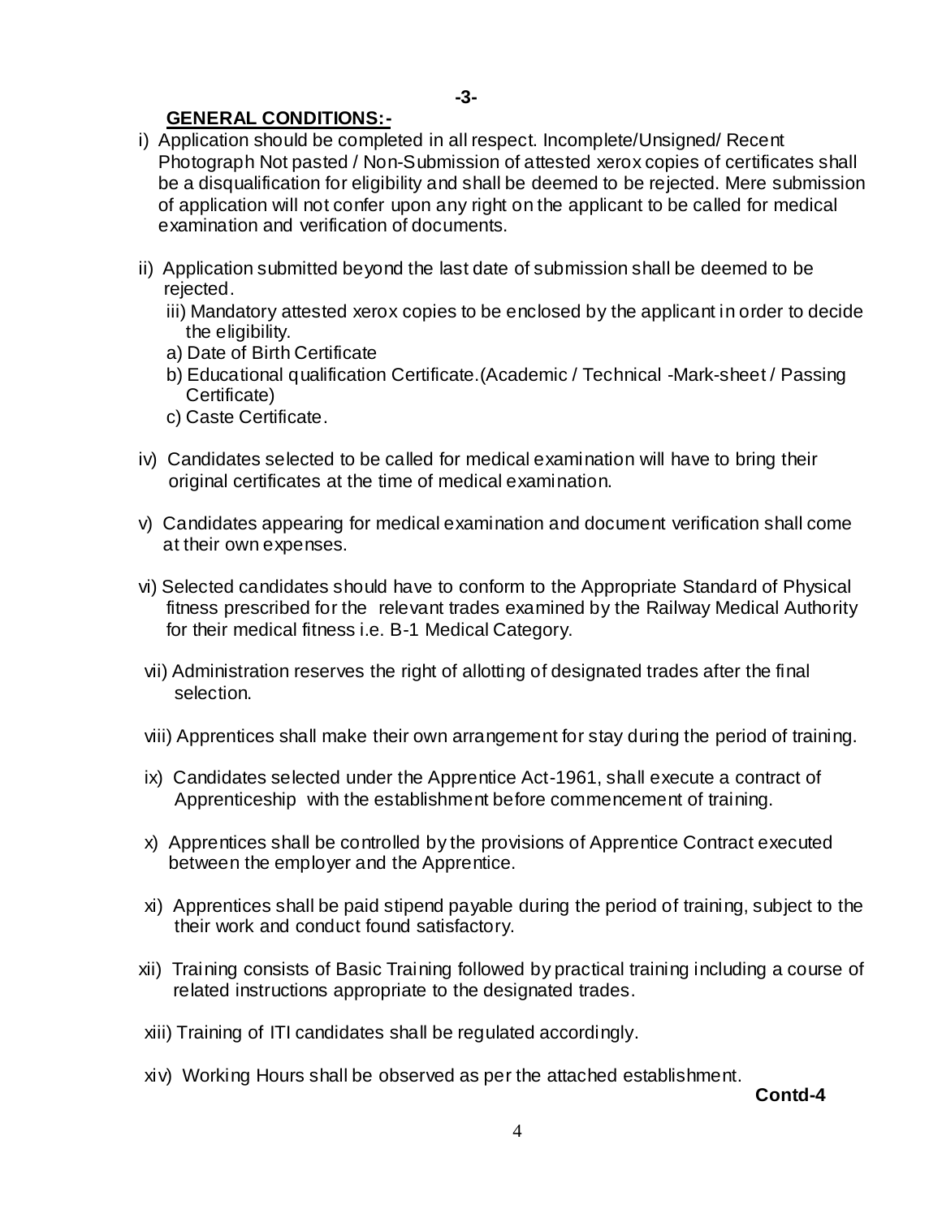**GENERAL CONDITIONS:-**

i) Application should be completed in all respect. Incomplete/Unsigned/ Recent Photograph Not pasted / Non-Submission of attested xerox copies of certificates shall be a disqualification for eligibility and shall be deemed to be rejected. Mere submission of application will not confer upon any right on the applicant to be called for medical examination and verification of documents.

ii) Application submitted beyond the last date of submission shall be deemed to be rejected.

iii) Mandatory attested xerox copies to be enclosed by the applicant in order to decide the eligibility.

a) Date of Birth Certificate

b) Educational qualification Certificate.(Academic / Technical -Mark-sheet / Passing Certificate)

c) Caste Certificate.

iv) Candidates selected to be called for medical examination will have to bring their original certificates at the time of medical examination.

v) Candidates appearing for medical examination and document verification shall come at their own expenses.

vi) Selected candidates should have to conform to the Appropriate Standard of Physical fitness prescribed for the relevant trades examined by the Railway Medical Authority for their medical fitness i.e. B-1 Medical Category.

vii) Administration reserves the right of allotting of designated trades after the final selection.

viii) Apprentices shall make their own arrangement for stay during the period of training.

ix) Candidates selected under the Apprentice Act-1961, shall execute a contract of Apprenticeship with the establishment before commencement of training.

x) Apprentices shall be controlled by the provisions of Apprentice Contract executed between the employer and the Apprentice.

xi) Apprentices shall be paid stipend payable during the period of training, subject to the their work and conduct found satisfactory.

xii) Training consists of Basic Training followed by practical training including a course of related instructions appropriate to the designated trades.

xiii) Training of ITI candidates shall be regulated accordingly.

xiv) Working Hours shall be observed as per the attached establishment.

**Contd-4**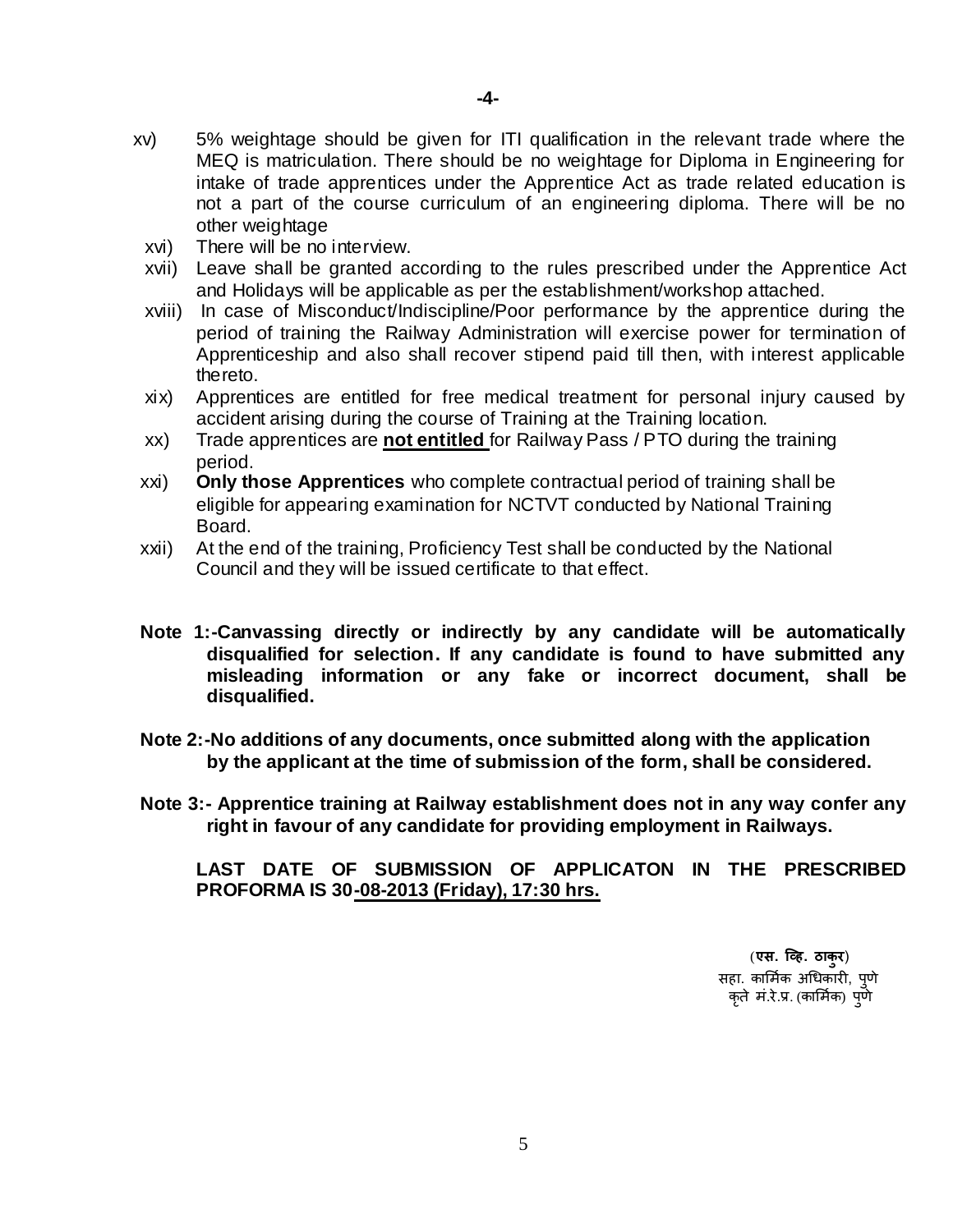xv) 5% weightage should be given for ITI qualification in the relevant trade where the MEQ is matriculation. There should be no weightage for Diploma in Engineering for intake of trade apprentices under the Apprentice Act as trade related education is not a part of the course curriculum of an engineering diploma. There will be no other weightage

xvi) There will be no interview.

xvii) Leave shall be granted according to the rules prescribed under the Apprentice Act and Holidays will be applicable as per the establishment/workshop attached.

xviii) In case of Misconduct/Indiscipline/Poor performance by the apprentice during the period of training the Railway Administration will exercise power for termination of Apprenticeship and also shall recover stipend paid till then, with interest applicable thereto.

xix) Apprentices are entitled for free medical treatment for personal injury caused by accident arising during the course of Training at the Training location.

xx) Trade apprentices are **not entitled** for Railway Pass / PTO during the training period.

xxi) **Only those Apprentices** who complete contractual period of training shall be eligible for appearing examination for NCTVT conducted by National Training Board.

xxii) At the end of the training, Proficiency Test shall be conducted by the National Council and they will be issued certificate to that effect.

**Note 1:-Canvassing directly or indirectly by any candidate will be automatically disqualified for selection. If any candidate is found to have submitted any misleading information or any fake or incorrect document, shall be disqualified.**

**Note 2:-No additions of any documents, once submitted along with the application by the applicant at the time of submission of the form, shall be considered.**

**Note 3:- Apprentice training at Railway establishment does not in any way confer any right in favour of any candidate for providing employment in Railways.**

**LAST DATE OF SUBMISSION OF APPLICATON IN THE PRESCRIBED PROFORMA IS 30-08-2013 (Friday), 17:30 hrs.**

(**एस. व्हि. ठाकुर**)
सहा. कार्मिक अधिकारी, पुणे
कृते मं.रे.प्र. (कार्मिक) पुणे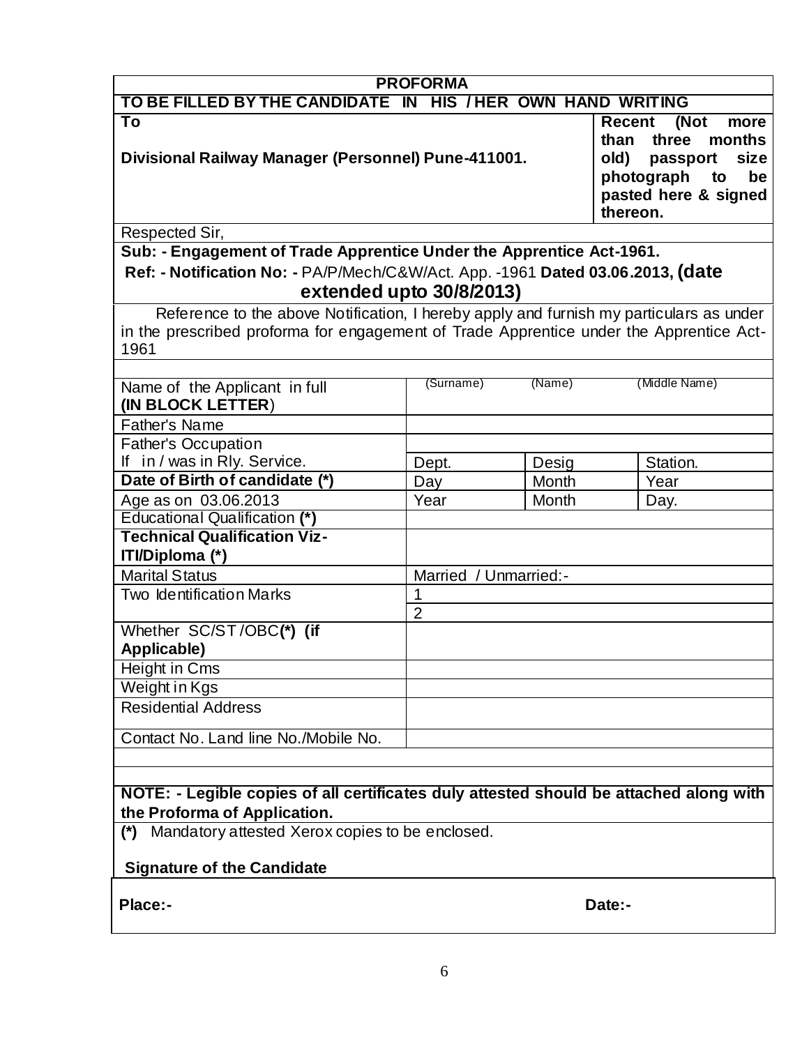# PROFORMA

**TO BE FILLED BY THE CANDIDATE IN HIS / HER OWN HAND WRITING**

**To**

**Divisional Railway Manager (Personnel) Pune-411001.**

**Recent (Not more than three months old) passport size photograph to be pasted here & signed thereon.**

Respected Sir,

**Sub: - Engagement of Trade Apprentice Under the Apprentice Act-1961.**

**Ref: - Notification No: -** PA/P/Mech/C&W/Act. App. -1961 **Dated 03.06.2013, (date extended upto 30/8/2013)**

Reference to the above Notification, I hereby apply and furnish my particulars as under in the prescribed proforma for engagement of Trade Apprentice under the Apprentice Act-1961

| | | | |
|---|---|---|---|
| Name of the Applicant in full **(IN BLOCK LETTER)** | (Surname) | (Name) | (Middle Name) |
| Father's Name | | | |
| Father's Occupation If in / was in Rly. Service. | Dept. | Desig | Station. |
| **Date of Birth of candidate (*)** | Day | Month | Year |
| Age as on 03.06.2013 | Year | Month | Day. |
| Educational Qualification **(*)** | | | |
| **Technical Qualification Viz- ITI/Diploma (*)** | | | |
| Marital Status | Married / Unmarried:- | | |
| Two Identification Marks | 1 | | |
| | 2 | | |
| Whether SC/ST/OBC**(*) (if Applicable)** | | | |
| Height in Cms | | | |
| Weight in Kgs | | | |
| Residential Address | | | |
| Contact No. Land line No./Mobile No. | | | |

**NOTE: - Legible copies of all certificates duly attested should be attached along with the Proforma of Application.**

**(*)** Mandatory attested Xerox copies to be enclosed.

**Signature of the Candidate**

**Place:-** **Date:-**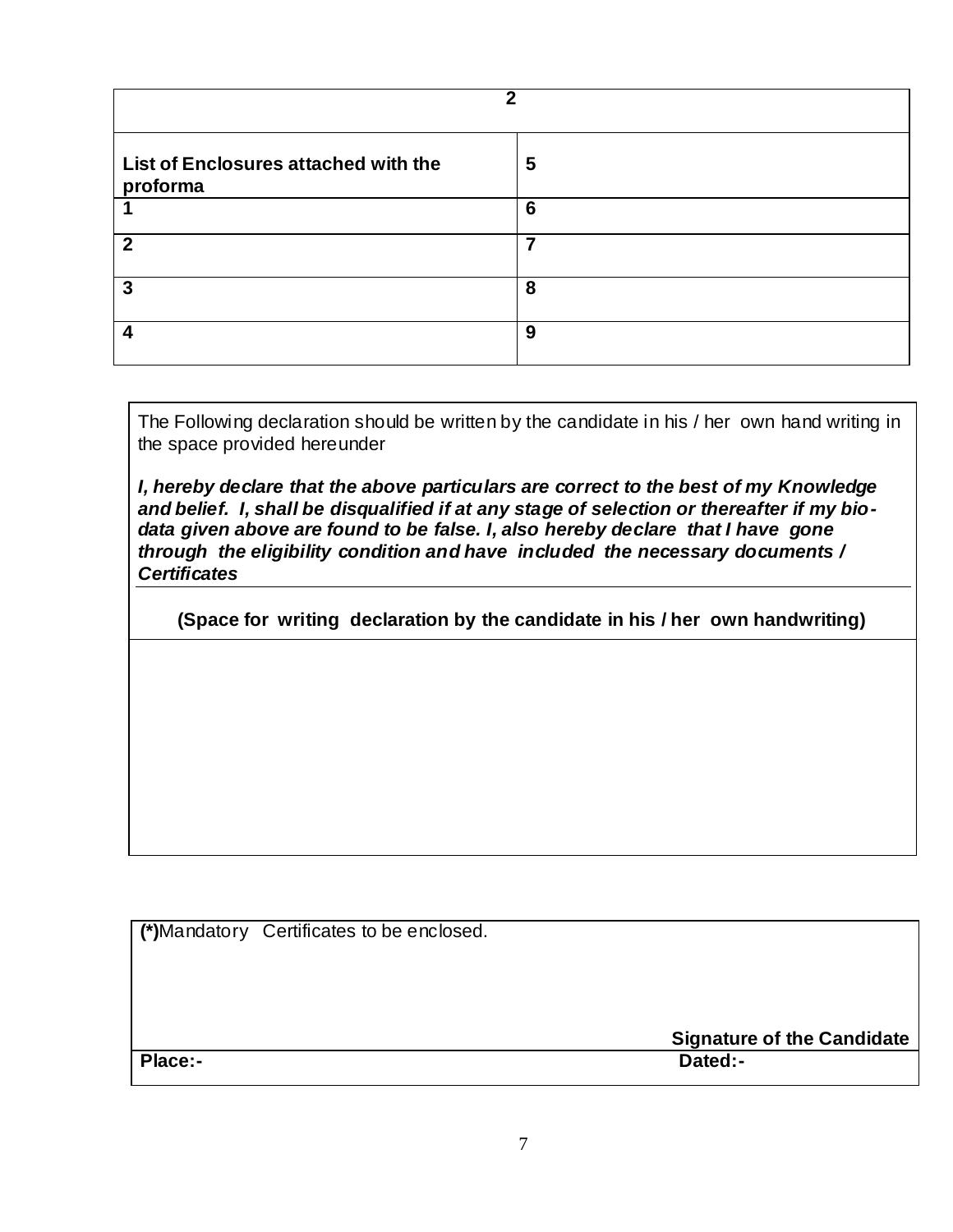| 2 | |
|---|---|
| **List of Enclosures attached with the proforma** | **5** |
| **1** | **6** |
| **2** | **7** |
| **3** | **8** |
| **4** | **9** |

The Following declaration should be written by the candidate in his / her own hand writing in the space provided hereunder

***I, hereby declare that the above particulars are correct to the best of my Knowledge and belief. I, shall be disqualified if at any stage of selection or thereafter if my bio-data given above are found to be false. I, also hereby declare that I have gone through the eligibility condition and have included the necessary documents / Certificates***

**(Space for writing declaration by the candidate in his / her own handwriting)**

**(*)**Mandatory Certificates to be enclosed.

**Signature of the Candidate**

**Place:-** **Dated:-**